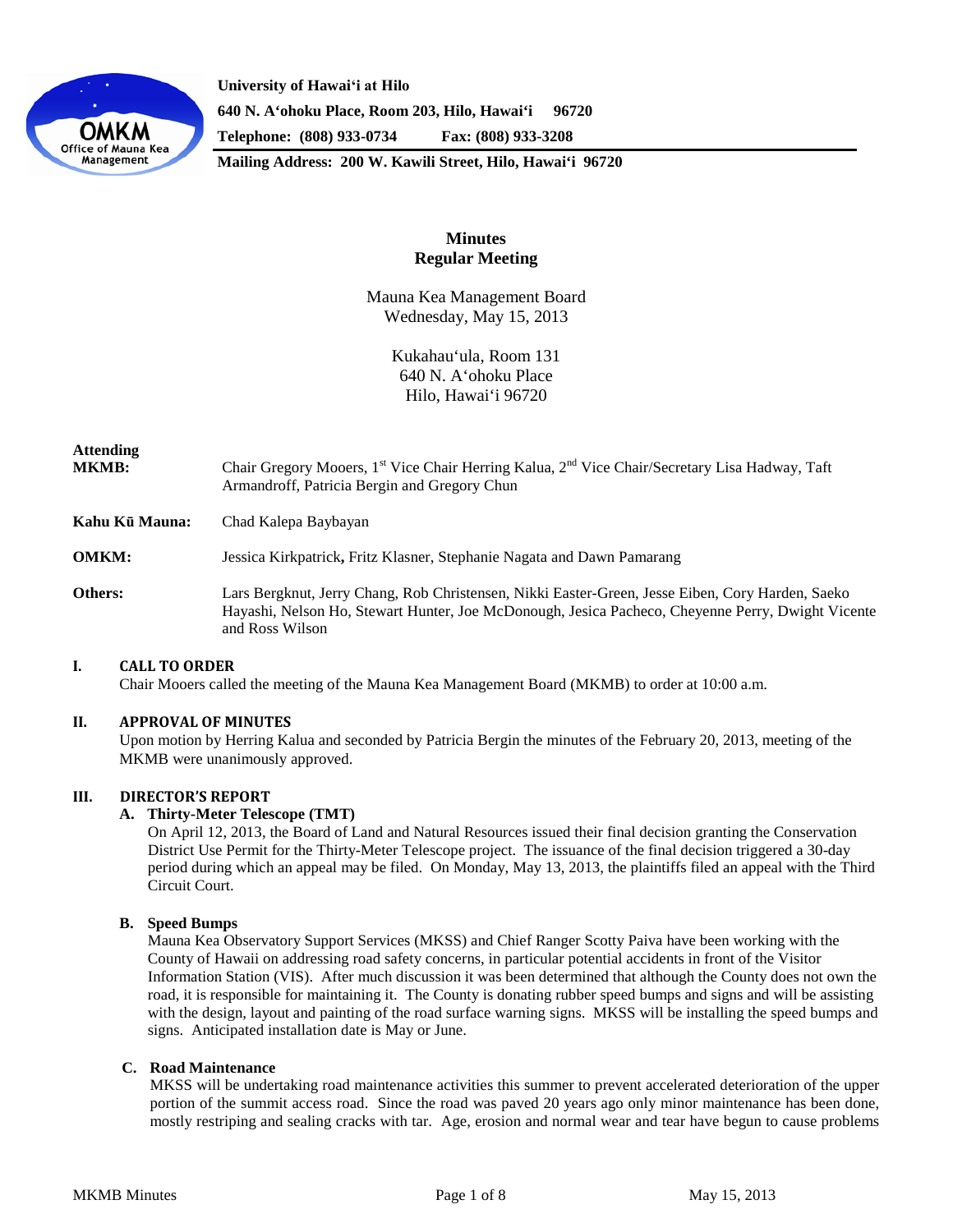**University of Hawaiʻi at Hilo**
**640 N. Aʻohoku Place, Room 203, Hilo, Hawaiʻi 96720**
**Telephone: (808) 933-0734 Fax: (808) 933-3208**
**Mailing Address: 200 W. Kawili Street, Hilo, Hawaiʻi 96720**

# Minutes
## Regular Meeting

Mauna Kea Management Board
Wednesday, May 15, 2013

Kukahauʻula, Room 131
640 N. Aʻohoku Place
Hilo, Hawaiʻi 96720

**Attending**

**MKMB:** Chair Gregory Mooers, 1st Vice Chair Herring Kalua, 2nd Vice Chair/Secretary Lisa Hadway, Taft Armandroff, Patricia Bergin and Gregory Chun

**Kahu Kū Mauna:** Chad Kalepa Baybayan

**OMKM:** Jessica Kirkpatrick, Fritz Klasner, Stephanie Nagata and Dawn Pamarang

**Others:** Lars Bergknut, Jerry Chang, Rob Christensen, Nikki Easter-Green, Jesse Eiben, Cory Harden, Saeko Hayashi, Nelson Ho, Stewart Hunter, Joe McDonough, Jesica Pacheco, Cheyenne Perry, Dwight Vicente and Ross Wilson

### I. CALL TO ORDER

Chair Mooers called the meeting of the Mauna Kea Management Board (MKMB) to order at 10:00 a.m.

### II. APPROVAL OF MINUTES

Upon motion by Herring Kalua and seconded by Patricia Bergin the minutes of the February 20, 2013, meeting of the MKMB were unanimously approved.

### III. DIRECTOR'S REPORT

#### A. Thirty-Meter Telescope (TMT)

On April 12, 2013, the Board of Land and Natural Resources issued their final decision granting the Conservation District Use Permit for the Thirty-Meter Telescope project. The issuance of the final decision triggered a 30-day period during which an appeal may be filed. On Monday, May 13, 2013, the plaintiffs filed an appeal with the Third Circuit Court.

#### B. Speed Bumps

Mauna Kea Observatory Support Services (MKSS) and Chief Ranger Scotty Paiva have been working with the County of Hawaii on addressing road safety concerns, in particular potential accidents in front of the Visitor Information Station (VIS). After much discussion it was been determined that although the County does not own the road, it is responsible for maintaining it. The County is donating rubber speed bumps and signs and will be assisting with the design, layout and painting of the road surface warning signs. MKSS will be installing the speed bumps and signs. Anticipated installation date is May or June.

#### C. Road Maintenance

MKSS will be undertaking road maintenance activities this summer to prevent accelerated deterioration of the upper portion of the summit access road. Since the road was paved 20 years ago only minor maintenance has been done, mostly restriping and sealing cracks with tar. Age, erosion and normal wear and tear have begun to cause problems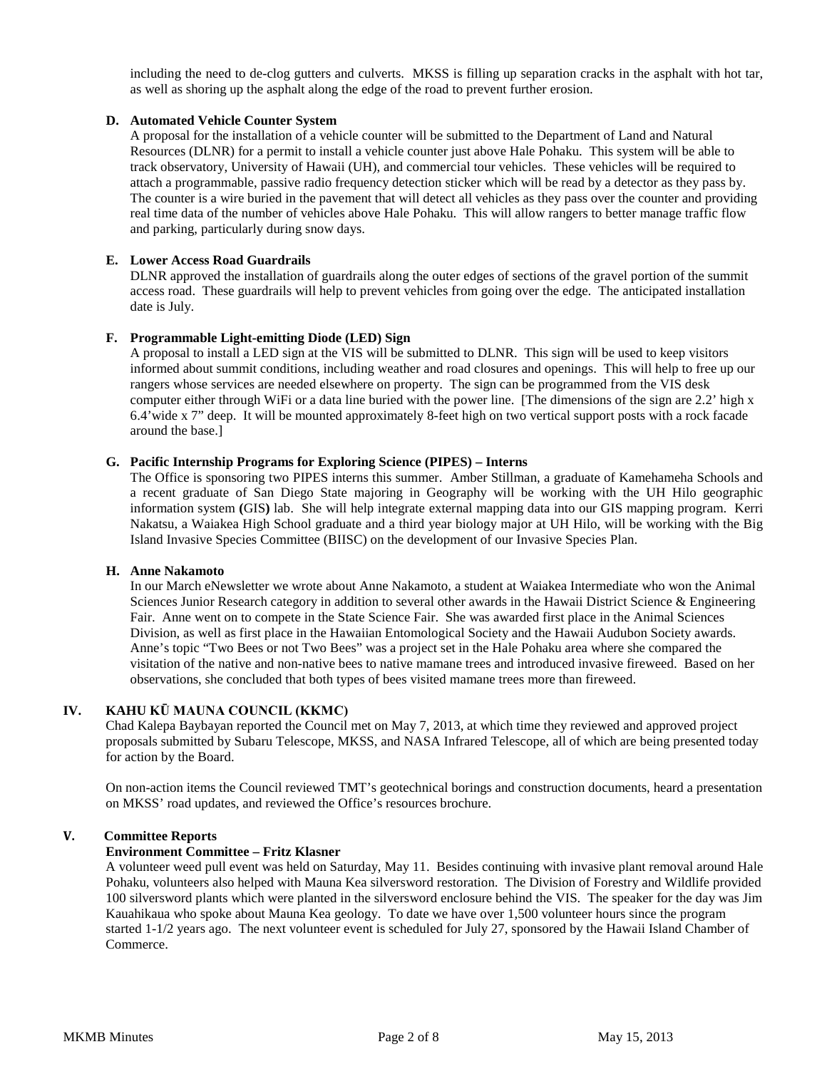including the need to de-clog gutters and culverts. MKSS is filling up separation cracks in the asphalt with hot tar, as well as shoring up the asphalt along the edge of the road to prevent further erosion.

**D. Automated Vehicle Counter System**

A proposal for the installation of a vehicle counter will be submitted to the Department of Land and Natural Resources (DLNR) for a permit to install a vehicle counter just above Hale Pohaku. This system will be able to track observatory, University of Hawaii (UH), and commercial tour vehicles. These vehicles will be required to attach a programmable, passive radio frequency detection sticker which will be read by a detector as they pass by. The counter is a wire buried in the pavement that will detect all vehicles as they pass over the counter and providing real time data of the number of vehicles above Hale Pohaku. This will allow rangers to better manage traffic flow and parking, particularly during snow days.

**E. Lower Access Road Guardrails**

DLNR approved the installation of guardrails along the outer edges of sections of the gravel portion of the summit access road. These guardrails will help to prevent vehicles from going over the edge. The anticipated installation date is July.

**F. Programmable Light-emitting Diode (LED) Sign**

A proposal to install a LED sign at the VIS will be submitted to DLNR. This sign will be used to keep visitors informed about summit conditions, including weather and road closures and openings. This will help to free up our rangers whose services are needed elsewhere on property. The sign can be programmed from the VIS desk computer either through WiFi or a data line buried with the power line. [The dimensions of the sign are 2.2' high x 6.4'wide x 7" deep. It will be mounted approximately 8-feet high on two vertical support posts with a rock facade around the base.]

**G. Pacific Internship Programs for Exploring Science (PIPES) – Interns**

The Office is sponsoring two PIPES interns this summer. Amber Stillman, a graduate of Kamehameha Schools and a recent graduate of San Diego State majoring in Geography will be working with the UH Hilo geographic information system (GIS) lab. She will help integrate external mapping data into our GIS mapping program. Kerri Nakatsu, a Waiakea High School graduate and a third year biology major at UH Hilo, will be working with the Big Island Invasive Species Committee (BIISC) on the development of our Invasive Species Plan.

**H. Anne Nakamoto**

In our March eNewsletter we wrote about Anne Nakamoto, a student at Waiakea Intermediate who won the Animal Sciences Junior Research category in addition to several other awards in the Hawaii District Science & Engineering Fair. Anne went on to compete in the State Science Fair. She was awarded first place in the Animal Sciences Division, as well as first place in the Hawaiian Entomological Society and the Hawaii Audubon Society awards. Anne's topic "Two Bees or not Two Bees" was a project set in the Hale Pohaku area where she compared the visitation of the native and non-native bees to native mamane trees and introduced invasive fireweed. Based on her observations, she concluded that both types of bees visited mamane trees more than fireweed.

## IV. KAHU KŪ MAUNA COUNCIL (KKMC)

Chad Kalepa Baybayan reported the Council met on May 7, 2013, at which time they reviewed and approved project proposals submitted by Subaru Telescope, MKSS, and NASA Infrared Telescope, all of which are being presented today for action by the Board.

On non-action items the Council reviewed TMT's geotechnical borings and construction documents, heard a presentation on MKSS' road updates, and reviewed the Office's resources brochure.

## V. Committee Reports

**Environment Committee – Fritz Klasner**

A volunteer weed pull event was held on Saturday, May 11. Besides continuing with invasive plant removal around Hale Pohaku, volunteers also helped with Mauna Kea silversword restoration. The Division of Forestry and Wildlife provided 100 silversword plants which were planted in the silversword enclosure behind the VIS. The speaker for the day was Jim Kauahikaua who spoke about Mauna Kea geology. To date we have over 1,500 volunteer hours since the program started 1-1/2 years ago. The next volunteer event is scheduled for July 27, sponsored by the Hawaii Island Chamber of Commerce.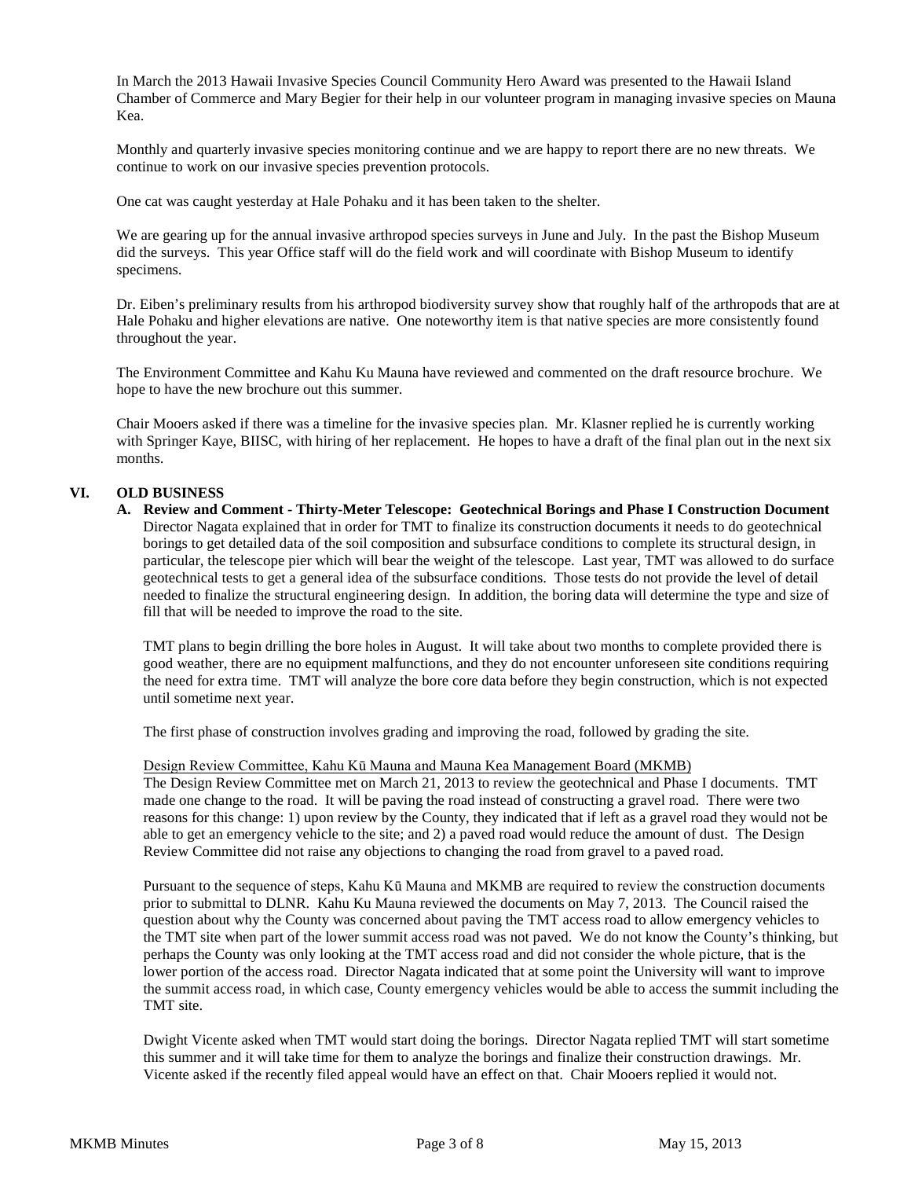In March the 2013 Hawaii Invasive Species Council Community Hero Award was presented to the Hawaii Island Chamber of Commerce and Mary Begier for their help in our volunteer program in managing invasive species on Mauna Kea.

Monthly and quarterly invasive species monitoring continue and we are happy to report there are no new threats. We continue to work on our invasive species prevention protocols.

One cat was caught yesterday at Hale Pohaku and it has been taken to the shelter.

We are gearing up for the annual invasive arthropod species surveys in June and July. In the past the Bishop Museum did the surveys. This year Office staff will do the field work and will coordinate with Bishop Museum to identify specimens.

Dr. Eiben's preliminary results from his arthropod biodiversity survey show that roughly half of the arthropods that are at Hale Pohaku and higher elevations are native. One noteworthy item is that native species are more consistently found throughout the year.

The Environment Committee and Kahu Ku Mauna have reviewed and commented on the draft resource brochure. We hope to have the new brochure out this summer.

Chair Mooers asked if there was a timeline for the invasive species plan. Mr. Klasner replied he is currently working with Springer Kaye, BIISC, with hiring of her replacement. He hopes to have a draft of the final plan out in the next six months.

## VI. OLD BUSINESS

### A. Review and Comment - Thirty-Meter Telescope: Geotechnical Borings and Phase I Construction Document

Director Nagata explained that in order for TMT to finalize its construction documents it needs to do geotechnical borings to get detailed data of the soil composition and subsurface conditions to complete its structural design, in particular, the telescope pier which will bear the weight of the telescope. Last year, TMT was allowed to do surface geotechnical tests to get a general idea of the subsurface conditions. Those tests do not provide the level of detail needed to finalize the structural engineering design. In addition, the boring data will determine the type and size of fill that will be needed to improve the road to the site.

TMT plans to begin drilling the bore holes in August. It will take about two months to complete provided there is good weather, there are no equipment malfunctions, and they do not encounter unforeseen site conditions requiring the need for extra time. TMT will analyze the bore core data before they begin construction, which is not expected until sometime next year.

The first phase of construction involves grading and improving the road, followed by grading the site.

Design Review Committee, Kahu Kū Mauna and Mauna Kea Management Board (MKMB)

The Design Review Committee met on March 21, 2013 to review the geotechnical and Phase I documents. TMT made one change to the road. It will be paving the road instead of constructing a gravel road. There were two reasons for this change: 1) upon review by the County, they indicated that if left as a gravel road they would not be able to get an emergency vehicle to the site; and 2) a paved road would reduce the amount of dust. The Design Review Committee did not raise any objections to changing the road from gravel to a paved road.

Pursuant to the sequence of steps, Kahu Kū Mauna and MKMB are required to review the construction documents prior to submittal to DLNR. Kahu Ku Mauna reviewed the documents on May 7, 2013. The Council raised the question about why the County was concerned about paving the TMT access road to allow emergency vehicles to the TMT site when part of the lower summit access road was not paved. We do not know the County's thinking, but perhaps the County was only looking at the TMT access road and did not consider the whole picture, that is the lower portion of the access road. Director Nagata indicated that at some point the University will want to improve the summit access road, in which case, County emergency vehicles would be able to access the summit including the TMT site.

Dwight Vicente asked when TMT would start doing the borings. Director Nagata replied TMT will start sometime this summer and it will take time for them to analyze the borings and finalize their construction drawings. Mr. Vicente asked if the recently filed appeal would have an effect on that. Chair Mooers replied it would not.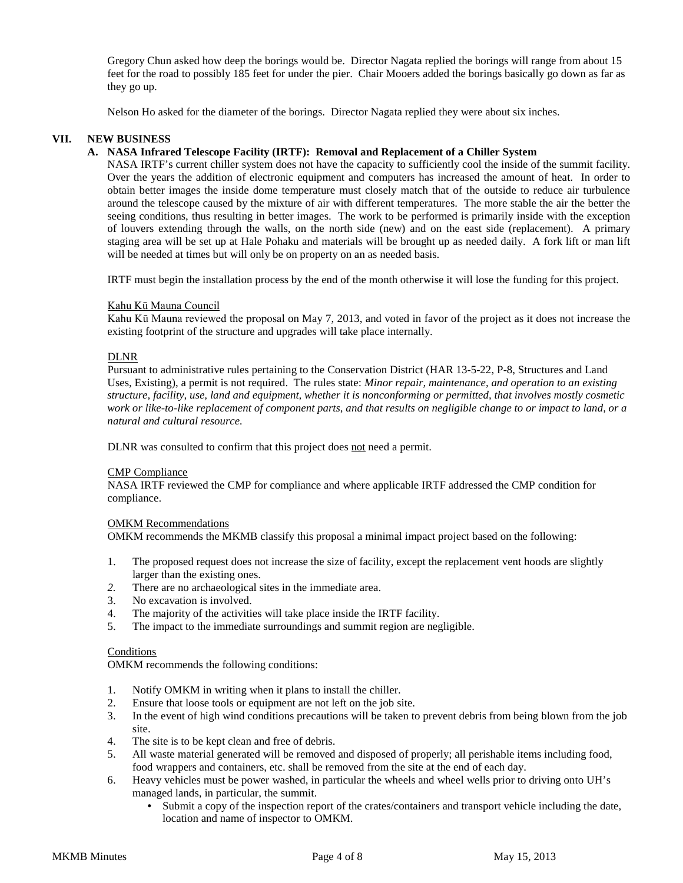Gregory Chun asked how deep the borings would be. Director Nagata replied the borings will range from about 15 feet for the road to possibly 185 feet for under the pier. Chair Mooers added the borings basically go down as far as they go up.

Nelson Ho asked for the diameter of the borings. Director Nagata replied they were about six inches.

## VII. NEW BUSINESS

### A. NASA Infrared Telescope Facility (IRTF): Removal and Replacement of a Chiller System

NASA IRTF's current chiller system does not have the capacity to sufficiently cool the inside of the summit facility. Over the years the addition of electronic equipment and computers has increased the amount of heat. In order to obtain better images the inside dome temperature must closely match that of the outside to reduce air turbulence around the telescope caused by the mixture of air with different temperatures. The more stable the air the better the seeing conditions, thus resulting in better images. The work to be performed is primarily inside with the exception of louvers extending through the walls, on the north side (new) and on the east side (replacement). A primary staging area will be set up at Hale Pohaku and materials will be brought up as needed daily. A fork lift or man lift will be needed at times but will only be on property on an as needed basis.

IRTF must begin the installation process by the end of the month otherwise it will lose the funding for this project.

Kahu Kū Mauna Council

Kahu Kū Mauna reviewed the proposal on May 7, 2013, and voted in favor of the project as it does not increase the existing footprint of the structure and upgrades will take place internally.

DLNR

Pursuant to administrative rules pertaining to the Conservation District (HAR 13-5-22, P-8, Structures and Land Uses, Existing), a permit is not required. The rules state: *Minor repair, maintenance, and operation to an existing structure, facility, use, land and equipment, whether it is nonconforming or permitted, that involves mostly cosmetic work or like-to-like replacement of component parts, and that results on negligible change to or impact to land, or a natural and cultural resource.*

DLNR was consulted to confirm that this project does not need a permit.

CMP Compliance

NASA IRTF reviewed the CMP for compliance and where applicable IRTF addressed the CMP condition for compliance.

OMKM Recommendations

OMKM recommends the MKMB classify this proposal a minimal impact project based on the following:

1. The proposed request does not increase the size of facility, except the replacement vent hoods are slightly larger than the existing ones.
2. There are no archaeological sites in the immediate area.
3. No excavation is involved.
4. The majority of the activities will take place inside the IRTF facility.
5. The impact to the immediate surroundings and summit region are negligible.

Conditions

OMKM recommends the following conditions:

1. Notify OMKM in writing when it plans to install the chiller.
2. Ensure that loose tools or equipment are not left on the job site.
3. In the event of high wind conditions precautions will be taken to prevent debris from being blown from the job site.
4. The site is to be kept clean and free of debris.
5. All waste material generated will be removed and disposed of properly; all perishable items including food, food wrappers and containers, etc. shall be removed from the site at the end of each day.
6. Heavy vehicles must be power washed, in particular the wheels and wheel wells prior to driving onto UH's managed lands, in particular, the summit.
   - Submit a copy of the inspection report of the crates/containers and transport vehicle including the date, location and name of inspector to OMKM.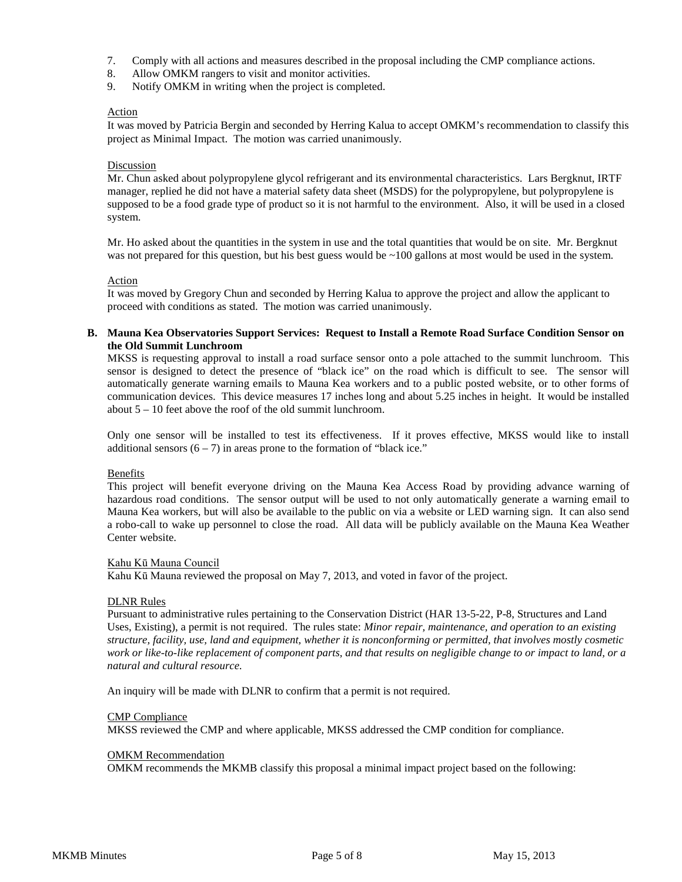7. Comply with all actions and measures described in the proposal including the CMP compliance actions.
8. Allow OMKM rangers to visit and monitor activities.
9. Notify OMKM in writing when the project is completed.

Action

It was moved by Patricia Bergin and seconded by Herring Kalua to accept OMKM's recommendation to classify this project as Minimal Impact. The motion was carried unanimously.

Discussion

Mr. Chun asked about polypropylene glycol refrigerant and its environmental characteristics. Lars Bergknut, IRTF manager, replied he did not have a material safety data sheet (MSDS) for the polypropylene, but polypropylene is supposed to be a food grade type of product so it is not harmful to the environment. Also, it will be used in a closed system.

Mr. Ho asked about the quantities in the system in use and the total quantities that would be on site. Mr. Bergknut was not prepared for this question, but his best guess would be ~100 gallons at most would be used in the system.

Action

It was moved by Gregory Chun and seconded by Herring Kalua to approve the project and allow the applicant to proceed with conditions as stated. The motion was carried unanimously.

**B. Mauna Kea Observatories Support Services: Request to Install a Remote Road Surface Condition Sensor on the Old Summit Lunchroom**

MKSS is requesting approval to install a road surface sensor onto a pole attached to the summit lunchroom. This sensor is designed to detect the presence of "black ice" on the road which is difficult to see. The sensor will automatically generate warning emails to Mauna Kea workers and to a public posted website, or to other forms of communication devices. This device measures 17 inches long and about 5.25 inches in height. It would be installed about 5 – 10 feet above the roof of the old summit lunchroom.

Only one sensor will be installed to test its effectiveness. If it proves effective, MKSS would like to install additional sensors (6 – 7) in areas prone to the formation of "black ice."

Benefits

This project will benefit everyone driving on the Mauna Kea Access Road by providing advance warning of hazardous road conditions. The sensor output will be used to not only automatically generate a warning email to Mauna Kea workers, but will also be available to the public on via a website or LED warning sign. It can also send a robo-call to wake up personnel to close the road. All data will be publicly available on the Mauna Kea Weather Center website.

Kahu Kū Mauna Council

Kahu Kū Mauna reviewed the proposal on May 7, 2013, and voted in favor of the project.

DLNR Rules

Pursuant to administrative rules pertaining to the Conservation District (HAR 13-5-22, P-8, Structures and Land Uses, Existing), a permit is not required. The rules state: *Minor repair, maintenance, and operation to an existing structure, facility, use, land and equipment, whether it is nonconforming or permitted, that involves mostly cosmetic work or like-to-like replacement of component parts, and that results on negligible change to or impact to land, or a natural and cultural resource.*

An inquiry will be made with DLNR to confirm that a permit is not required.

CMP Compliance

MKSS reviewed the CMP and where applicable, MKSS addressed the CMP condition for compliance.

OMKM Recommendation

OMKM recommends the MKMB classify this proposal a minimal impact project based on the following: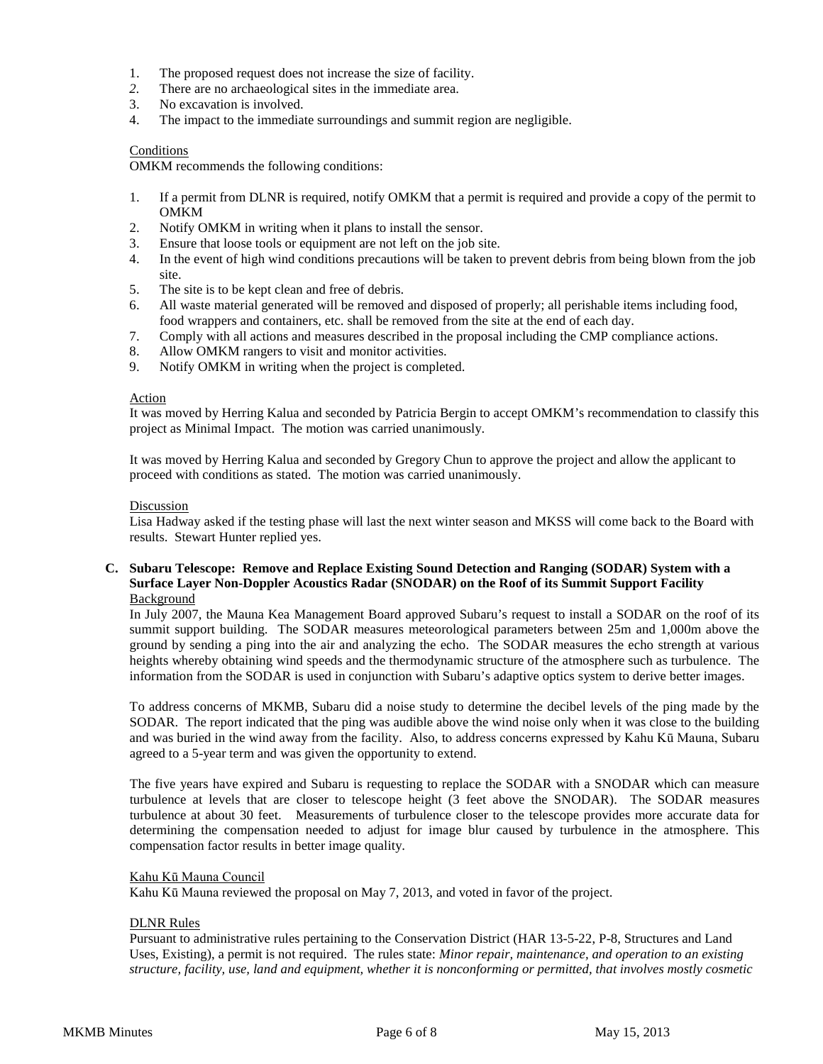1. The proposed request does not increase the size of facility.
2. There are no archaeological sites in the immediate area.
3. No excavation is involved.
4. The impact to the immediate surroundings and summit region are negligible.

Conditions

OMKM recommends the following conditions:

1. If a permit from DLNR is required, notify OMKM that a permit is required and provide a copy of the permit to OMKM
2. Notify OMKM in writing when it plans to install the sensor.
3. Ensure that loose tools or equipment are not left on the job site.
4. In the event of high wind conditions precautions will be taken to prevent debris from being blown from the job site.
5. The site is to be kept clean and free of debris.
6. All waste material generated will be removed and disposed of properly; all perishable items including food, food wrappers and containers, etc. shall be removed from the site at the end of each day.
7. Comply with all actions and measures described in the proposal including the CMP compliance actions.
8. Allow OMKM rangers to visit and monitor activities.
9. Notify OMKM in writing when the project is completed.

Action

It was moved by Herring Kalua and seconded by Patricia Bergin to accept OMKM's recommendation to classify this project as Minimal Impact. The motion was carried unanimously.

It was moved by Herring Kalua and seconded by Gregory Chun to approve the project and allow the applicant to proceed with conditions as stated. The motion was carried unanimously.

Discussion

Lisa Hadway asked if the testing phase will last the next winter season and MKSS will come back to the Board with results. Stewart Hunter replied yes.

**C. Subaru Telescope: Remove and Replace Existing Sound Detection and Ranging (SODAR) System with a Surface Layer Non-Doppler Acoustics Radar (SNODAR) on the Roof of its Summit Support Facility**

Background

In July 2007, the Mauna Kea Management Board approved Subaru's request to install a SODAR on the roof of its summit support building. The SODAR measures meteorological parameters between 25m and 1,000m above the ground by sending a ping into the air and analyzing the echo. The SODAR measures the echo strength at various heights whereby obtaining wind speeds and the thermodynamic structure of the atmosphere such as turbulence. The information from the SODAR is used in conjunction with Subaru's adaptive optics system to derive better images.

To address concerns of MKMB, Subaru did a noise study to determine the decibel levels of the ping made by the SODAR. The report indicated that the ping was audible above the wind noise only when it was close to the building and was buried in the wind away from the facility. Also, to address concerns expressed by Kahu Kū Mauna, Subaru agreed to a 5-year term and was given the opportunity to extend.

The five years have expired and Subaru is requesting to replace the SODAR with a SNODAR which can measure turbulence at levels that are closer to telescope height (3 feet above the SNODAR). The SODAR measures turbulence at about 30 feet. Measurements of turbulence closer to the telescope provides more accurate data for determining the compensation needed to adjust for image blur caused by turbulence in the atmosphere. This compensation factor results in better image quality.

Kahu Kū Mauna Council

Kahu Kū Mauna reviewed the proposal on May 7, 2013, and voted in favor of the project.

DLNR Rules

Pursuant to administrative rules pertaining to the Conservation District (HAR 13-5-22, P-8, Structures and Land Uses, Existing), a permit is not required. The rules state: *Minor repair, maintenance, and operation to an existing structure, facility, use, land and equipment, whether it is nonconforming or permitted, that involves mostly cosmetic*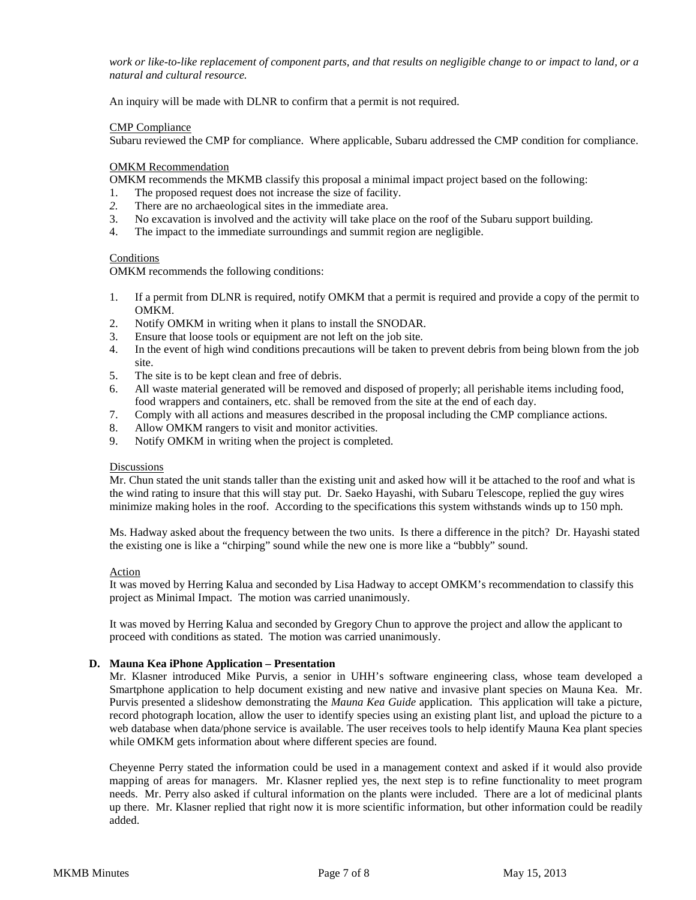*work or like-to-like replacement of component parts, and that results on negligible change to or impact to land, or a natural and cultural resource.*

An inquiry will be made with DLNR to confirm that a permit is not required.

CMP Compliance

Subaru reviewed the CMP for compliance. Where applicable, Subaru addressed the CMP condition for compliance.

OMKM Recommendation

OMKM recommends the MKMB classify this proposal a minimal impact project based on the following:

1. The proposed request does not increase the size of facility.
2. There are no archaeological sites in the immediate area.
3. No excavation is involved and the activity will take place on the roof of the Subaru support building.
4. The impact to the immediate surroundings and summit region are negligible.

Conditions

OMKM recommends the following conditions:

1. If a permit from DLNR is required, notify OMKM that a permit is required and provide a copy of the permit to OMKM.
2. Notify OMKM in writing when it plans to install the SNODAR.
3. Ensure that loose tools or equipment are not left on the job site.
4. In the event of high wind conditions precautions will be taken to prevent debris from being blown from the job site.
5. The site is to be kept clean and free of debris.
6. All waste material generated will be removed and disposed of properly; all perishable items including food, food wrappers and containers, etc. shall be removed from the site at the end of each day.
7. Comply with all actions and measures described in the proposal including the CMP compliance actions.
8. Allow OMKM rangers to visit and monitor activities.
9. Notify OMKM in writing when the project is completed.

Discussions

Mr. Chun stated the unit stands taller than the existing unit and asked how will it be attached to the roof and what is the wind rating to insure that this will stay put. Dr. Saeko Hayashi, with Subaru Telescope, replied the guy wires minimize making holes in the roof. According to the specifications this system withstands winds up to 150 mph.

Ms. Hadway asked about the frequency between the two units. Is there a difference in the pitch? Dr. Hayashi stated the existing one is like a "chirping" sound while the new one is more like a "bubbly" sound.

Action

It was moved by Herring Kalua and seconded by Lisa Hadway to accept OMKM's recommendation to classify this project as Minimal Impact. The motion was carried unanimously.

It was moved by Herring Kalua and seconded by Gregory Chun to approve the project and allow the applicant to proceed with conditions as stated. The motion was carried unanimously.

**D. Mauna Kea iPhone Application – Presentation**

Mr. Klasner introduced Mike Purvis, a senior in UHH's software engineering class, whose team developed a Smartphone application to help document existing and new native and invasive plant species on Mauna Kea. Mr. Purvis presented a slideshow demonstrating the *Mauna Kea Guide* application. This application will take a picture, record photograph location, allow the user to identify species using an existing plant list, and upload the picture to a web database when data/phone service is available. The user receives tools to help identify Mauna Kea plant species while OMKM gets information about where different species are found.

Cheyenne Perry stated the information could be used in a management context and asked if it would also provide mapping of areas for managers. Mr. Klasner replied yes, the next step is to refine functionality to meet program needs. Mr. Perry also asked if cultural information on the plants were included. There are a lot of medicinal plants up there. Mr. Klasner replied that right now it is more scientific information, but other information could be readily added.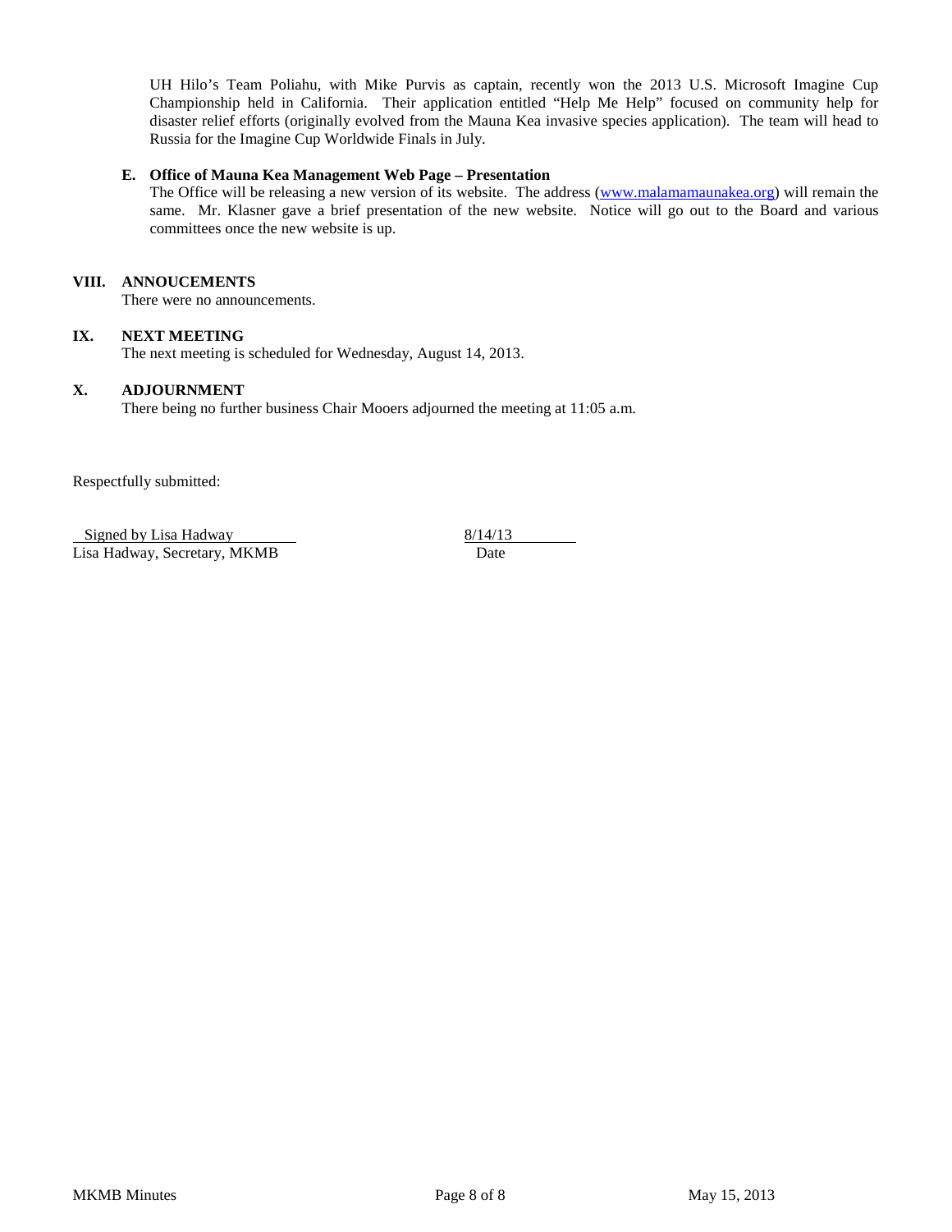UH Hilo's Team Poliahu, with Mike Purvis as captain, recently won the 2013 U.S. Microsoft Imagine Cup Championship held in California. Their application entitled "Help Me Help" focused on community help for disaster relief efforts (originally evolved from the Mauna Kea invasive species application). The team will head to Russia for the Imagine Cup Worldwide Finals in July.

**E. Office of Mauna Kea Management Web Page – Presentation**

The Office will be releasing a new version of its website. The address (www.malamamaunakea.org) will remain the same. Mr. Klasner gave a brief presentation of the new website. Notice will go out to the Board and various committees once the new website is up.

## VIII. ANNOUCEMENTS

There were no announcements.

## IX. NEXT MEETING

The next meeting is scheduled for Wednesday, August 14, 2013.

## X. ADJOURNMENT

There being no further business Chair Mooers adjourned the meeting at 11:05 a.m.

Respectfully submitted:

Signed by Lisa Hadway — 8/14/13

Lisa Hadway, Secretary, MKMB — Date